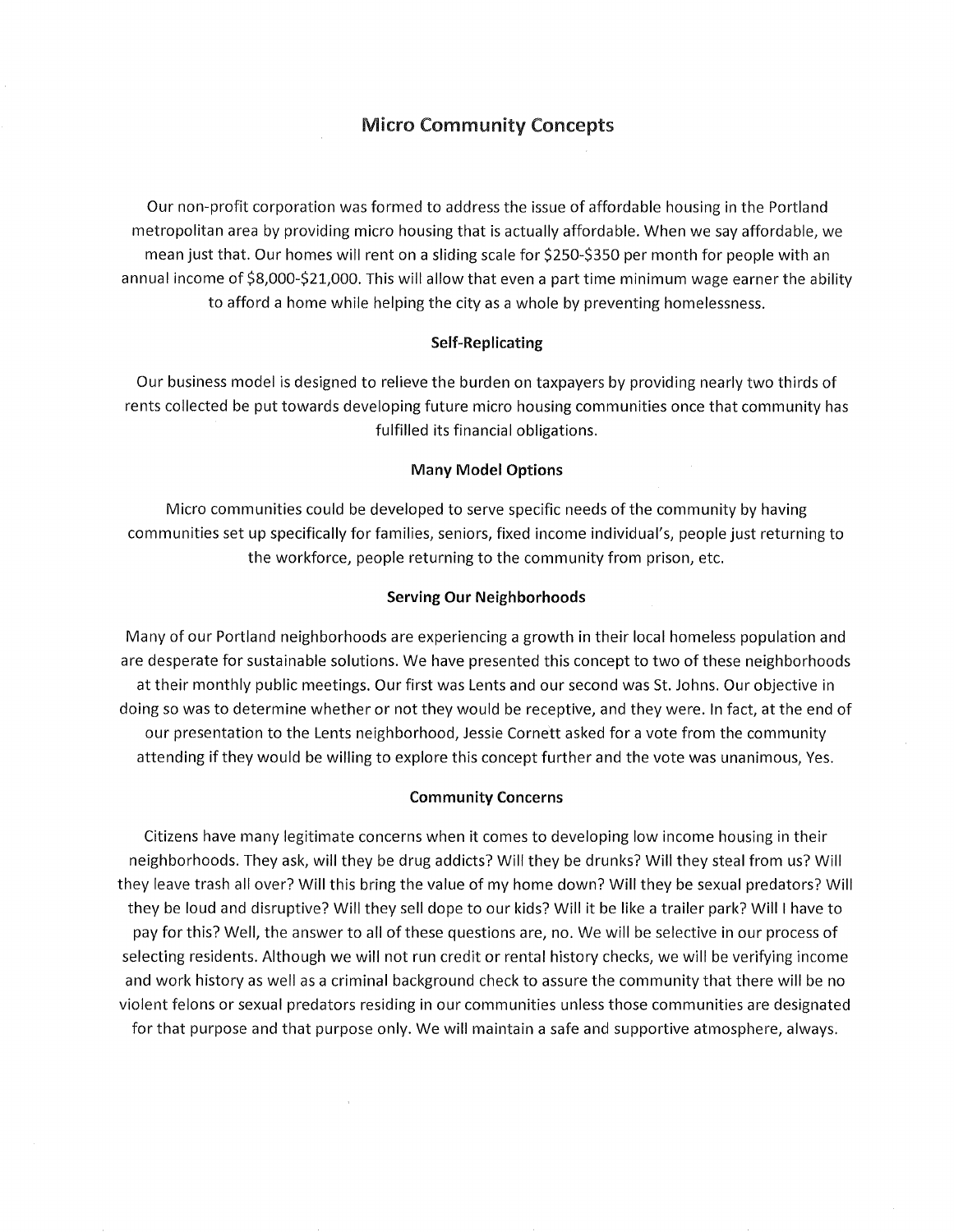# Micro Community Concepts

Our non-profit corporation was formed to address the issue of affordable housing in the Portland metropolitan area by providing micro housing that is actually affordable. When we say affordable, we mean just that. Our homes will rent on a sliding scale for $250-$350 per month for people with an annual income of $8,000-$21,000. This will allow that even a part time minimum wage earner the ability to afford a home while helping the city as a whole by preventing homelessness.

### Self-Replicating

Our business model is designed to relieve the burden on taxpayers by providing nearly two thirds of rents collected be put towards developing future micro housing communities once that community has fulfilled its financial obligations.

### Many Model Options

Micro communities could be developed to serve specific needs of the community by having communities set up specifically for families, seniors, fixed income individual's, people just returning to the workforce, people returning to the community from prison, etc.

### Serving Our Neighborhoods

Many of our Portland neighborhoods are experiencing a growth in their local homeless population and are desperate for sustainable solutions. We have presented this concept to two of these neighborhoods at their monthly public meetings. Our first was Lents and our second was St. Johns. Our objective in doing so was to determine whether or not they would be receptive, and they were. In fact, at the end of our presentation to the Lents neighborhood, Jessie Cornett asked for a vote from the community attending if they would be willing to explore this concept further and the vote was unanimous, Yes.

### Community Concerns

Citizens have many legitimate concerns when it comes to developing low income housing in their neighborhoods. They ask, will they be drug addicts? Will they be drunks? Will they steal from us? Will they leave trash all over? Will this bring the value of my home down? Will they be sexual predators? Will they be loud and disruptive? Will they sell dope to our kids? Will it be like a trailer park? Will I have to pay for this? Well, the answer to all of these questions are, no. We will be selective in our process of selecting residents. Although we will not run credit or rental history checks, we will be verifying income and work history as well as a criminal background check to assure the community that there will be no violent felons or sexual predators residing in our communities unless those communities are designated for that purpose and that purpose only. We will maintain a safe and supportive atmosphere, always.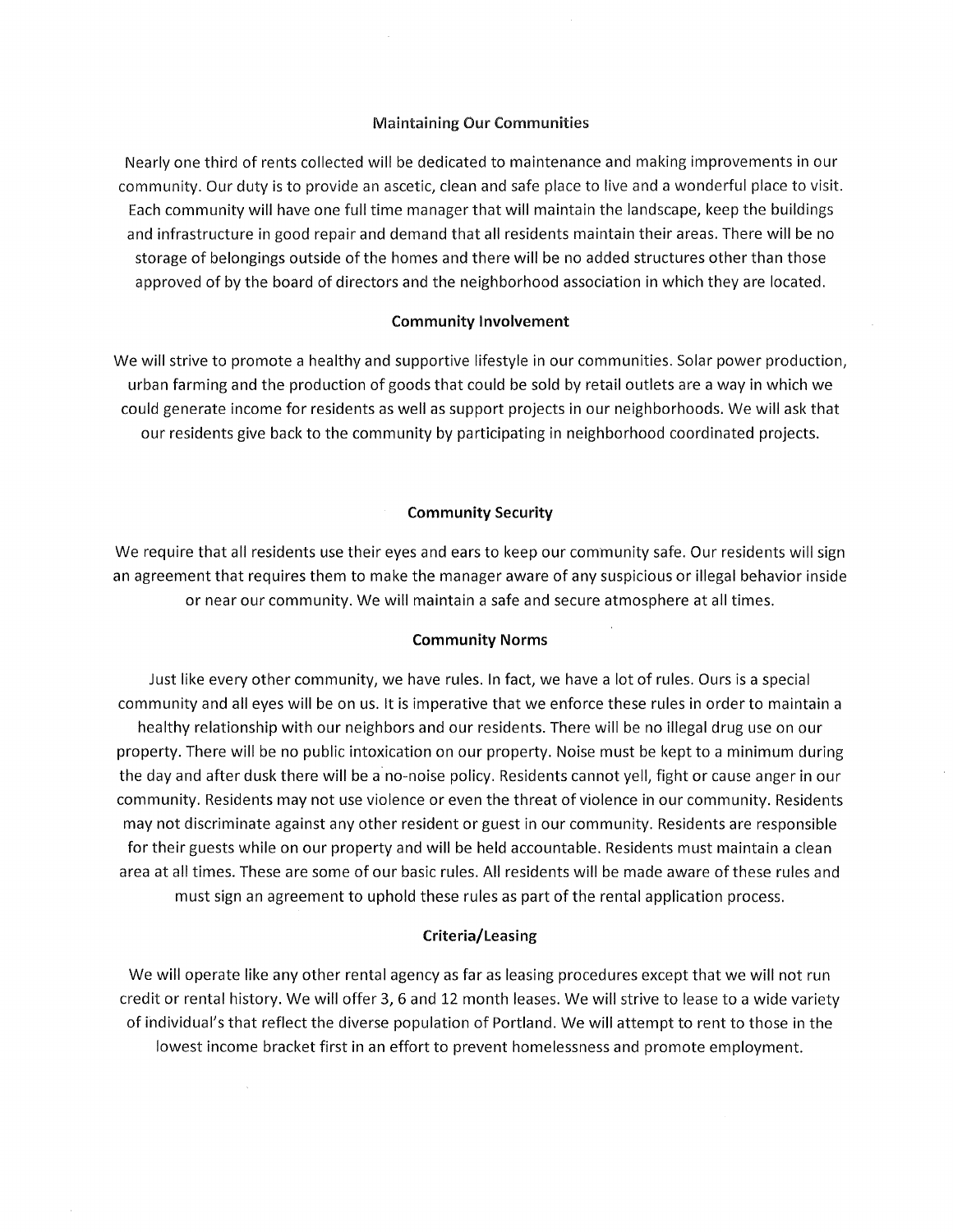### Maintaining Our Communities

Nearly one third of rents collected will be dedicated to maintenance and making improvements in our community. Our duty is to provide an ascetic, clean and safe place to live and a wonderful place to visit. Each community will have one full time manager that will maintain the landscape, keep the buildings and infrastructure in good repair and demand that all residents maintain their areas. There will be no storage of belongings outside of the homes and there will be no added structures other than those approved of by the board of directors and the neighborhood association in which they are located.

### Community Involvement

We will strive to promote a healthy and supportive lifestyle in our communities. Solar power production, urban farming and the production of goods that could be sold by retail outlets are a way in which we could generate income for residents as well as support projects in our neighborhoods. We will ask that our residents give back to the community by participating in neighborhood coordinated projects.

### Community Security

We require that all residents use their eyes and ears to keep our community safe. Our residents will sign an agreement that requires them to make the manager aware of any suspicious or illegal behavior inside or near our community. We will maintain a safe and secure atmosphere at all times.

### Community Norms

Just like every other community, we have rules. In fact, we have a lot of rules. Ours is a special community and all eyes will be on us. It is imperative that we enforce these rules in order to maintain a healthy relationship with our neighbors and our residents. There will be no illegal drug use on our property. There will be no public intoxication on our property. Noise must be kept to a minimum during the day and after dusk there will be a no-noise policy. Residents cannot yell, fight or cause anger in our community. Residents may not use violence or even the threat of violence in our community. Residents may not discriminate against any other resident or guest in our community. Residents are responsible for their guests while on our property and will be held accountable. Residents must maintain a clean area at all times. These are some of our basic rules. All residents will be made aware of these rules and must sign an agreement to uphold these rules as part of the rental application process.

### Criteria/Leasing

We will operate like any other rental agency as far as leasing procedures except that we will not run credit or rental history. We will offer 3, 6 and 12 month leases. We will strive to lease to a wide variety of individual's that reflect the diverse population of Portland. We will attempt to rent to those in the lowest income bracket first in an effort to prevent homelessness and promote employment.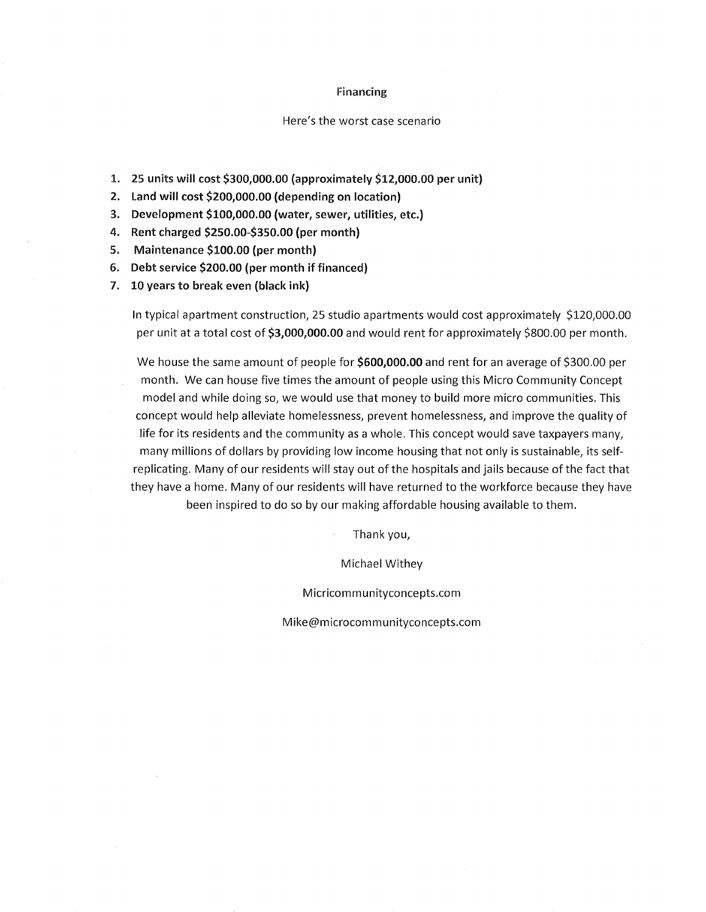## Financing

Here's the worst case scenario

1. **25 units will cost $300,000.00 (approximately $12,000.00 per unit)**
2. **Land will cost $200,000.00 (depending on location)**
3. **Development $100,000.00 (water, sewer, utilities, etc.)**
4. **Rent charged $250.00-$350.00 (per month)**
5. **Maintenance $100.00 (per month)**
6. **Debt service $200.00 (per month if financed)**
7. **10 years to break even (black ink)**

In typical apartment construction, 25 studio apartments would cost approximately $120,000.00 per unit at a total cost of **$3,000,000.00** and would rent for approximately $800.00 per month.

We house the same amount of people for **$600,000.00** and rent for an average of $300.00 per month. We can house five times the amount of people using this Micro Community Concept model and while doing so, we would use that money to build more micro communities. This concept would help alleviate homelessness, prevent homelessness, and improve the quality of life for its residents and the community as a whole. This concept would save taxpayers many, many millions of dollars by providing low income housing that not only is sustainable, its self-replicating. Many of our residents will stay out of the hospitals and jails because of the fact that they have a home. Many of our residents will have returned to the workforce because they have been inspired to do so by our making affordable housing available to them.

Thank you,

Michael Withey

Micricommunityconcepts.com

Mike@microcommunityconcepts.com